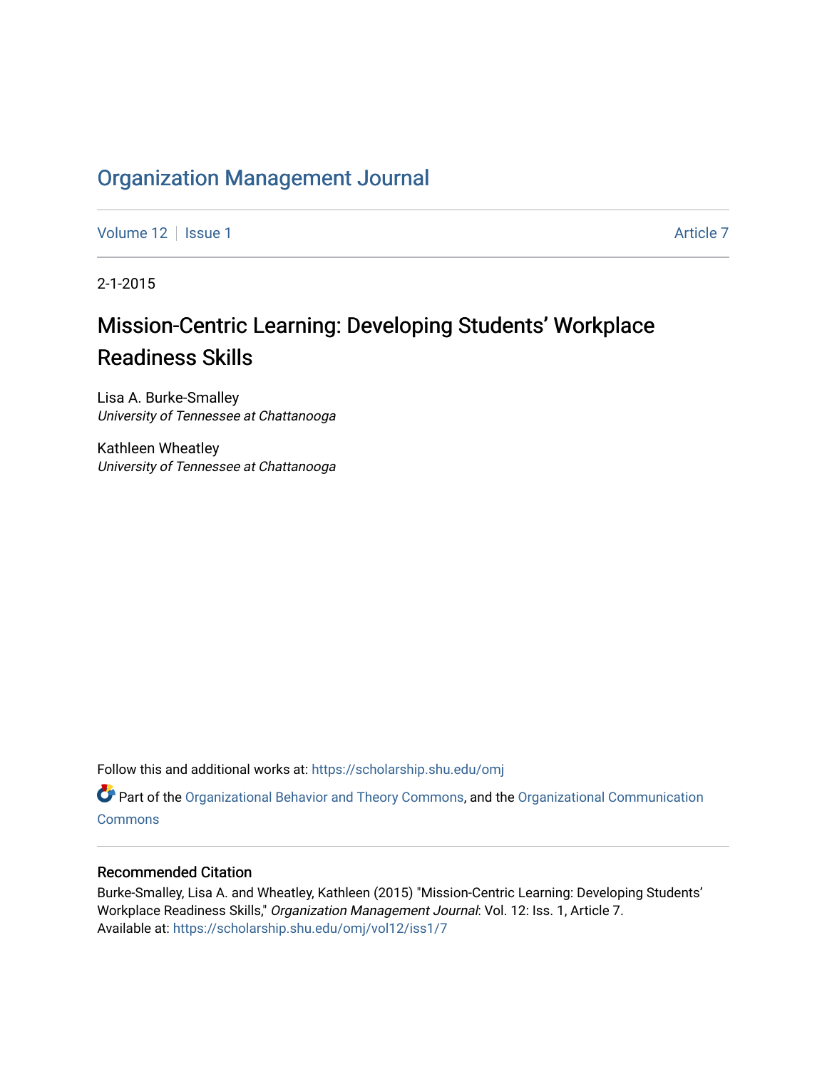# Organization Management Journal

Volume 12 | Issue 1 Article 7

2-1-2015

## Mission-Centric Learning: Developing Students' Workplace Readiness Skills

Lisa A. Burke-Smalley
*University of Tennessee at Chattanooga*

Kathleen Wheatley
*University of Tennessee at Chattanooga*

Follow this and additional works at: https://scholarship.shu.edu/omj

Part of the Organizational Behavior and Theory Commons, and the Organizational Communication Commons

### Recommended Citation

Burke-Smalley, Lisa A. and Wheatley, Kathleen (2015) "Mission-Centric Learning: Developing Students' Workplace Readiness Skills," *Organization Management Journal*: Vol. 12: Iss. 1, Article 7.
Available at: https://scholarship.shu.edu/omj/vol12/iss1/7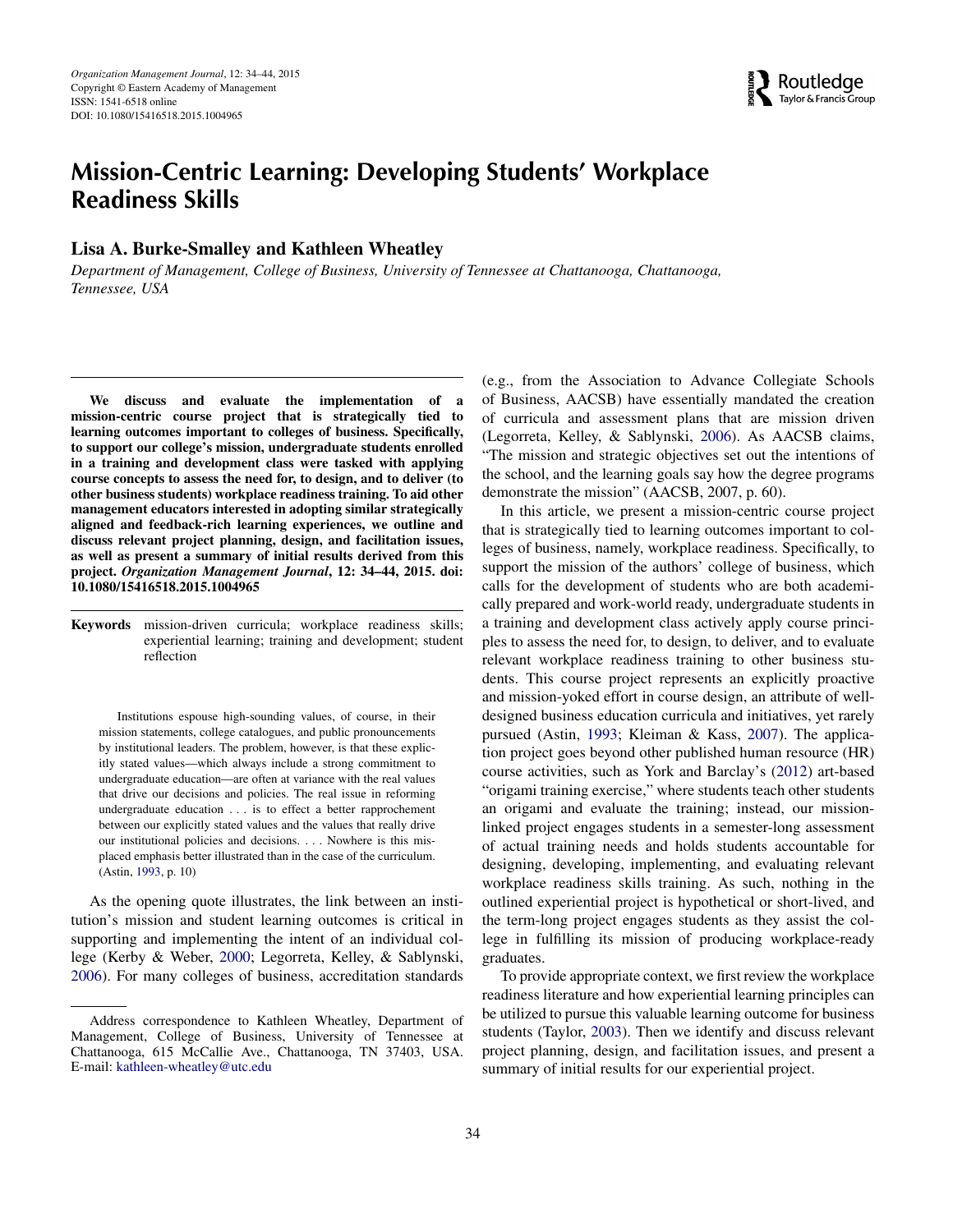# Mission-Centric Learning: Developing Students' Workplace Readiness Skills

**Lisa A. Burke-Smalley and Kathleen Wheatley**

*Department of Management, College of Business, University of Tennessee at Chattanooga, Chattanooga, Tennessee, USA*

**We discuss and evaluate the implementation of a mission-centric course project that is strategically tied to learning outcomes important to colleges of business. Specifically, to support our college's mission, undergraduate students enrolled in a training and development class were tasked with applying course concepts to assess the need for, to design, and to deliver (to other business students) workplace readiness training. To aid other management educators interested in adopting similar strategically aligned and feedback-rich learning experiences, we outline and discuss relevant project planning, design, and facilitation issues, as well as present a summary of initial results derived from this project. *Organization Management Journal*, 12: 34–44, 2015. doi: 10.1080/15416518.2015.1004965**

**Keywords** mission-driven curricula; workplace readiness skills; experiential learning; training and development; student reflection

> Institutions espouse high-sounding values, of course, in their mission statements, college catalogues, and public pronouncements by institutional leaders. The problem, however, is that these explicitly stated values—which always include a strong commitment to undergraduate education—are often at variance with the real values that drive our decisions and policies. The real issue in reforming undergraduate education . . . is to effect a better rapprochement between our explicitly stated values and the values that really drive our institutional policies and decisions. . . . Nowhere is this misplaced emphasis better illustrated than in the case of the curriculum. (Astin, 1993, p. 10)

As the opening quote illustrates, the link between an institution's mission and student learning outcomes is critical in supporting and implementing the intent of an individual college (Kerby & Weber, 2000; Legorreta, Kelley, & Sablynski, 2006). For many colleges of business, accreditation standards (e.g., from the Association to Advance Collegiate Schools of Business, AACSB) have essentially mandated the creation of curricula and assessment plans that are mission driven (Legorreta, Kelley, & Sablynski, 2006). As AACSB claims, "The mission and strategic objectives set out the intentions of the school, and the learning goals say how the degree programs demonstrate the mission" (AACSB, 2007, p. 60).

In this article, we present a mission-centric course project that is strategically tied to learning outcomes important to colleges of business, namely, workplace readiness. Specifically, to support the mission of the authors' college of business, which calls for the development of students who are both academically prepared and work-world ready, undergraduate students in a training and development class actively apply course principles to assess the need for, to design, to deliver, and to evaluate relevant workplace readiness training to other business students. This course project represents an explicitly proactive and mission-yoked effort in course design, an attribute of well-designed business education curricula and initiatives, yet rarely pursued (Astin, 1993; Kleiman & Kass, 2007). The application project goes beyond other published human resource (HR) course activities, such as York and Barclay's (2012) art-based "origami training exercise," where students teach other students an origami and evaluate the training; instead, our mission-linked project engages students in a semester-long assessment of actual training needs and holds students accountable for designing, developing, implementing, and evaluating relevant workplace readiness skills training. As such, nothing in the outlined experiential project is hypothetical or short-lived, and the term-long project engages students as they assist the college in fulfilling its mission of producing workplace-ready graduates.

To provide appropriate context, we first review the workplace readiness literature and how experiential learning principles can be utilized to pursue this valuable learning outcome for business students (Taylor, 2003). Then we identify and discuss relevant project planning, design, and facilitation issues, and present a summary of initial results for our experiential project.

Address correspondence to Kathleen Wheatley, Department of Management, College of Business, University of Tennessee at Chattanooga, 615 McCallie Ave., Chattanooga, TN 37403, USA. E-mail: kathleen-wheatley@utc.edu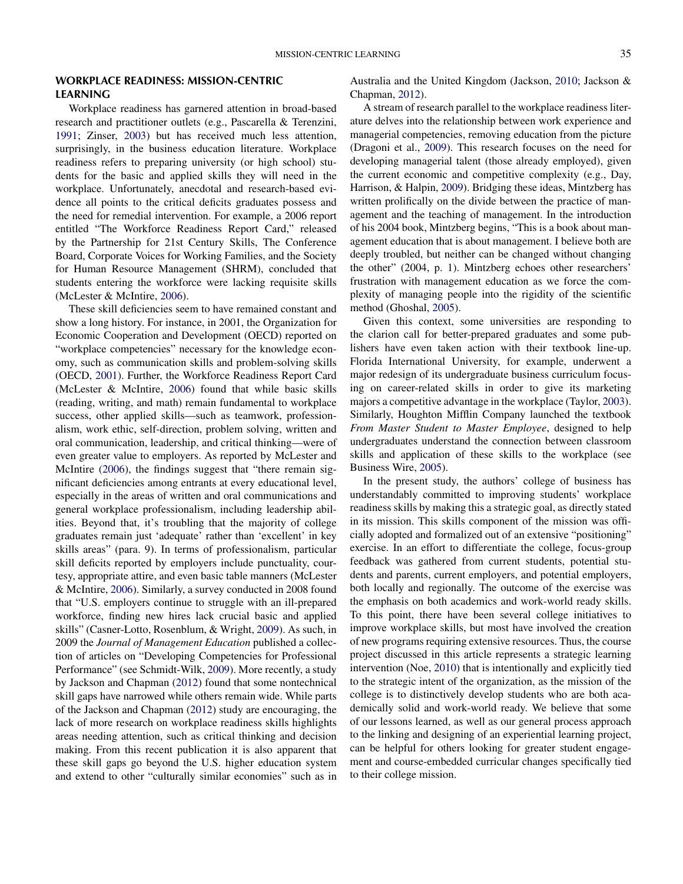## WORKPLACE READINESS: MISSION-CENTRIC LEARNING

Workplace readiness has garnered attention in broad-based research and practitioner outlets (e.g., Pascarella & Terenzini, 1991; Zinser, 2003) but has received much less attention, surprisingly, in the business education literature. Workplace readiness refers to preparing university (or high school) students for the basic and applied skills they will need in the workplace. Unfortunately, anecdotal and research-based evidence all points to the critical deficits graduates possess and the need for remedial intervention. For example, a 2006 report entitled "The Workforce Readiness Report Card," released by the Partnership for 21st Century Skills, The Conference Board, Corporate Voices for Working Families, and the Society for Human Resource Management (SHRM), concluded that students entering the workforce were lacking requisite skills (McLester & McIntire, 2006).

These skill deficiencies seem to have remained constant and show a long history. For instance, in 2001, the Organization for Economic Cooperation and Development (OECD) reported on "workplace competencies" necessary for the knowledge economy, such as communication skills and problem-solving skills (OECD, 2001). Further, the Workforce Readiness Report Card (McLester & McIntire, 2006) found that while basic skills (reading, writing, and math) remain fundamental to workplace success, other applied skills—such as teamwork, professionalism, work ethic, self-direction, problem solving, written and oral communication, leadership, and critical thinking—were of even greater value to employers. As reported by McLester and McIntire (2006), the findings suggest that "there remain significant deficiencies among entrants at every educational level, especially in the areas of written and oral communications and general workplace professionalism, including leadership abilities. Beyond that, it's troubling that the majority of college graduates remain just 'adequate' rather than 'excellent' in key skills areas" (para. 9). In terms of professionalism, particular skill deficits reported by employers include punctuality, courtesy, appropriate attire, and even basic table manners (McLester & McIntire, 2006). Similarly, a survey conducted in 2008 found that "U.S. employers continue to struggle with an ill-prepared workforce, finding new hires lack crucial basic and applied skills" (Casner-Lotto, Rosenblum, & Wright, 2009). As such, in 2009 the *Journal of Management Education* published a collection of articles on "Developing Competencies for Professional Performance" (see Schmidt-Wilk, 2009). More recently, a study by Jackson and Chapman (2012) found that some nontechnical skill gaps have narrowed while others remain wide. While parts of the Jackson and Chapman (2012) study are encouraging, the lack of more research on workplace readiness skills highlights areas needing attention, such as critical thinking and decision making. From this recent publication it is also apparent that these skill gaps go beyond the U.S. higher education system and extend to other "culturally similar economies" such as in Australia and the United Kingdom (Jackson, 2010; Jackson & Chapman, 2012).

A stream of research parallel to the workplace readiness literature delves into the relationship between work experience and managerial competencies, removing education from the picture (Dragoni et al., 2009). This research focuses on the need for developing managerial talent (those already employed), given the current economic and competitive complexity (e.g., Day, Harrison, & Halpin, 2009). Bridging these ideas, Mintzberg has written prolifically on the divide between the practice of management and the teaching of management. In the introduction of his 2004 book, Mintzberg begins, "This is a book about management education that is about management. I believe both are deeply troubled, but neither can be changed without changing the other" (2004, p. 1). Mintzberg echoes other researchers' frustration with management education as we force the complexity of managing people into the rigidity of the scientific method (Ghoshal, 2005).

Given this context, some universities are responding to the clarion call for better-prepared graduates and some publishers have even taken action with their textbook line-up. Florida International University, for example, underwent a major redesign of its undergraduate business curriculum focusing on career-related skills in order to give its marketing majors a competitive advantage in the workplace (Taylor, 2003). Similarly, Houghton Mifflin Company launched the textbook *From Master Student to Master Employee*, designed to help undergraduates understand the connection between classroom skills and application of these skills to the workplace (see Business Wire, 2005).

In the present study, the authors' college of business has understandably committed to improving students' workplace readiness skills by making this a strategic goal, as directly stated in its mission. This skills component of the mission was officially adopted and formalized out of an extensive "positioning" exercise. In an effort to differentiate the college, focus-group feedback was gathered from current students, potential students and parents, current employers, and potential employers, both locally and regionally. The outcome of the exercise was the emphasis on both academics and work-world ready skills. To this point, there have been several college initiatives to improve workplace skills, but most have involved the creation of new programs requiring extensive resources. Thus, the course project discussed in this article represents a strategic learning intervention (Noe, 2010) that is intentionally and explicitly tied to the strategic intent of the organization, as the mission of the college is to distinctively develop students who are both academically solid and work-world ready. We believe that some of our lessons learned, as well as our general process approach to the linking and designing of an experiential learning project, can be helpful for others looking for greater student engagement and course-embedded curricular changes specifically tied to their college mission.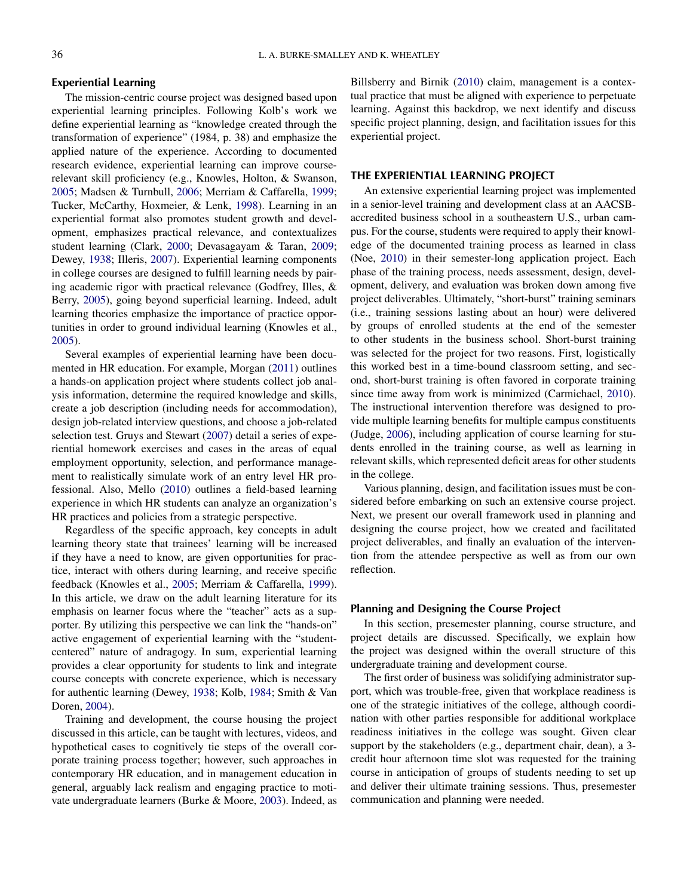## Experiential Learning

The mission-centric course project was designed based upon experiential learning principles. Following Kolb's work we define experiential learning as "knowledge created through the transformation of experience" (1984, p. 38) and emphasize the applied nature of the experience. According to documented research evidence, experiential learning can improve course-relevant skill proficiency (e.g., Knowles, Holton, & Swanson, 2005; Madsen & Turnbull, 2006; Merriam & Caffarella, 1999; Tucker, McCarthy, Hoxmeier, & Lenk, 1998). Learning in an experiential format also promotes student growth and development, emphasizes practical relevance, and contextualizes student learning (Clark, 2000; Devasagayam & Taran, 2009; Dewey, 1938; Illeris, 2007). Experiential learning components in college courses are designed to fulfill learning needs by pairing academic rigor with practical relevance (Godfrey, Illes, & Berry, 2005), going beyond superficial learning. Indeed, adult learning theories emphasize the importance of practice opportunities in order to ground individual learning (Knowles et al., 2005).

Several examples of experiential learning have been documented in HR education. For example, Morgan (2011) outlines a hands-on application project where students collect job analysis information, determine the required knowledge and skills, create a job description (including needs for accommodation), design job-related interview questions, and choose a job-related selection test. Gruys and Stewart (2007) detail a series of experiential homework exercises and cases in the areas of equal employment opportunity, selection, and performance management to realistically simulate work of an entry level HR professional. Also, Mello (2010) outlines a field-based learning experience in which HR students can analyze an organization's HR practices and policies from a strategic perspective.

Regardless of the specific approach, key concepts in adult learning theory state that trainees' learning will be increased if they have a need to know, are given opportunities for practice, interact with others during learning, and receive specific feedback (Knowles et al., 2005; Merriam & Caffarella, 1999). In this article, we draw on the adult learning literature for its emphasis on learner focus where the "teacher" acts as a supporter. By utilizing this perspective we can link the "hands-on" active engagement of experiential learning with the "student-centered" nature of andragogy. In sum, experiential learning provides a clear opportunity for students to link and integrate course concepts with concrete experience, which is necessary for authentic learning (Dewey, 1938; Kolb, 1984; Smith & Van Doren, 2004).

Training and development, the course housing the project discussed in this article, can be taught with lectures, videos, and hypothetical cases to cognitively tie steps of the overall corporate training process together; however, such approaches in contemporary HR education, and in management education in general, arguably lack realism and engaging practice to motivate undergraduate learners (Burke & Moore, 2003). Indeed, as Billsberry and Birnik (2010) claim, management is a contextual practice that must be aligned with experience to perpetuate learning. Against this backdrop, we next identify and discuss specific project planning, design, and facilitation issues for this experiential project.

## THE EXPERIENTIAL LEARNING PROJECT

An extensive experiential learning project was implemented in a senior-level training and development class at an AACSB-accredited business school in a southeastern U.S., urban campus. For the course, students were required to apply their knowledge of the documented training process as learned in class (Noe, 2010) in their semester-long application project. Each phase of the training process, needs assessment, design, development, delivery, and evaluation was broken down among five project deliverables. Ultimately, "short-burst" training seminars (i.e., training sessions lasting about an hour) were delivered by groups of enrolled students at the end of the semester to other students in the business school. Short-burst training was selected for the project for two reasons. First, logistically this worked best in a time-bound classroom setting, and second, short-burst training is often favored in corporate training since time away from work is minimized (Carmichael, 2010). The instructional intervention therefore was designed to provide multiple learning benefits for multiple campus constituents (Judge, 2006), including application of course learning for students enrolled in the training course, as well as learning in relevant skills, which represented deficit areas for other students in the college.

Various planning, design, and facilitation issues must be considered before embarking on such an extensive course project. Next, we present our overall framework used in planning and designing the course project, how we created and facilitated project deliverables, and finally an evaluation of the intervention from the attendee perspective as well as from our own reflection.

### Planning and Designing the Course Project

In this section, presemester planning, course structure, and project details are discussed. Specifically, we explain how the project was designed within the overall structure of this undergraduate training and development course.

The first order of business was solidifying administrator support, which was trouble-free, given that workplace readiness is one of the strategic initiatives of the college, although coordination with other parties responsible for additional workplace readiness initiatives in the college was sought. Given clear support by the stakeholders (e.g., department chair, dean), a 3-credit hour afternoon time slot was requested for the training course in anticipation of groups of students needing to set up and deliver their ultimate training sessions. Thus, presemester communication and planning were needed.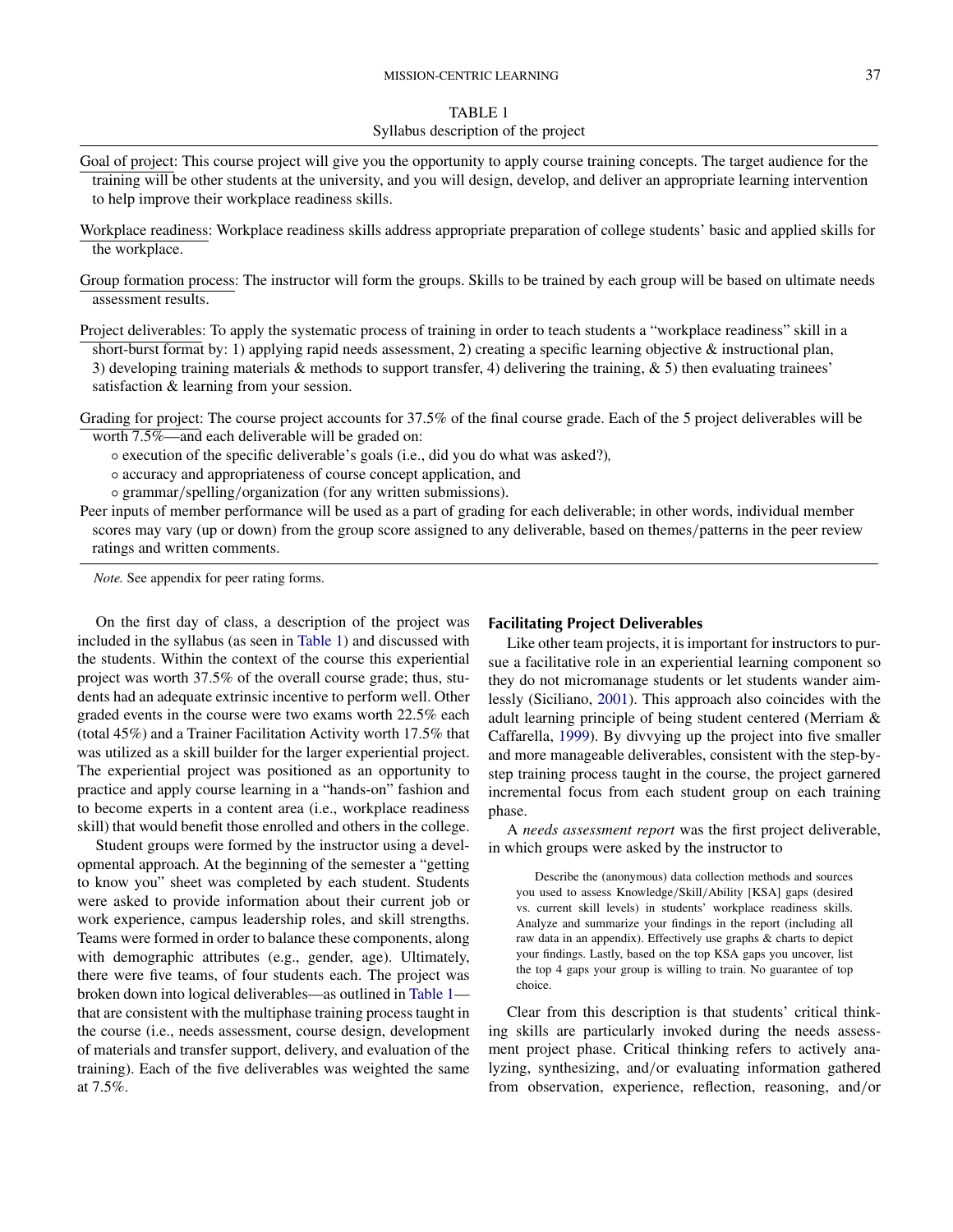TABLE 1
Syllabus description of the project

Goal of project: This course project will give you the opportunity to apply course training concepts. The target audience for the training will be other students at the university, and you will design, develop, and deliver an appropriate learning intervention to help improve their workplace readiness skills.

Workplace readiness: Workplace readiness skills address appropriate preparation of college students' basic and applied skills for the workplace.

Group formation process: The instructor will form the groups. Skills to be trained by each group will be based on ultimate needs assessment results.

Project deliverables: To apply the systematic process of training in order to teach students a "workplace readiness" skill in a short-burst format by: 1) applying rapid needs assessment, 2) creating a specific learning objective & instructional plan, 3) developing training materials & methods to support transfer, 4) delivering the training, & 5) then evaluating trainees' satisfaction & learning from your session.

Grading for project: The course project accounts for 37.5% of the final course grade. Each of the 5 project deliverables will be worth 7.5%—and each deliverable will be graded on:

- execution of the specific deliverable's goals (i.e., did you do what was asked?),
- accuracy and appropriateness of course concept application, and
- grammar/spelling/organization (for any written submissions).

Peer inputs of member performance will be used as a part of grading for each deliverable; in other words, individual member scores may vary (up or down) from the group score assigned to any deliverable, based on themes/patterns in the peer review ratings and written comments.

*Note.* See appendix for peer rating forms.

On the first day of class, a description of the project was included in the syllabus (as seen in Table 1) and discussed with the students. Within the context of the course this experiential project was worth 37.5% of the overall course grade; thus, students had an adequate extrinsic incentive to perform well. Other graded events in the course were two exams worth 22.5% each (total 45%) and a Trainer Facilitation Activity worth 17.5% that was utilized as a skill builder for the larger experiential project. The experiential project was positioned as an opportunity to practice and apply course learning in a "hands-on" fashion and to become experts in a content area (i.e., workplace readiness skill) that would benefit those enrolled and others in the college.

Student groups were formed by the instructor using a developmental approach. At the beginning of the semester a "getting to know you" sheet was completed by each student. Students were asked to provide information about their current job or work experience, campus leadership roles, and skill strengths. Teams were formed in order to balance these components, along with demographic attributes (e.g., gender, age). Ultimately, there were five teams, of four students each. The project was broken down into logical deliverables—as outlined in Table 1—that are consistent with the multiphase training process taught in the course (i.e., needs assessment, course design, development of materials and transfer support, delivery, and evaluation of the training). Each of the five deliverables was weighted the same at 7.5%.

## Facilitating Project Deliverables

Like other team projects, it is important for instructors to pursue a facilitative role in an experiential learning component so they do not micromanage students or let students wander aimlessly (Siciliano, 2001). This approach also coincides with the adult learning principle of being student centered (Merriam & Caffarella, 1999). By divvying up the project into five smaller and more manageable deliverables, consistent with the step-by-step training process taught in the course, the project garnered incremental focus from each student group on each training phase.

A *needs assessment report* was the first project deliverable, in which groups were asked by the instructor to

> Describe the (anonymous) data collection methods and sources you used to assess Knowledge/Skill/Ability [KSA] gaps (desired vs. current skill levels) in students' workplace readiness skills. Analyze and summarize your findings in the report (including all raw data in an appendix). Effectively use graphs & charts to depict your findings. Lastly, based on the top KSA gaps you uncover, list the top 4 gaps your group is willing to train. No guarantee of top choice.

Clear from this description is that students' critical thinking skills are particularly invoked during the needs assessment project phase. Critical thinking refers to actively analyzing, synthesizing, and/or evaluating information gathered from observation, experience, reflection, reasoning, and/or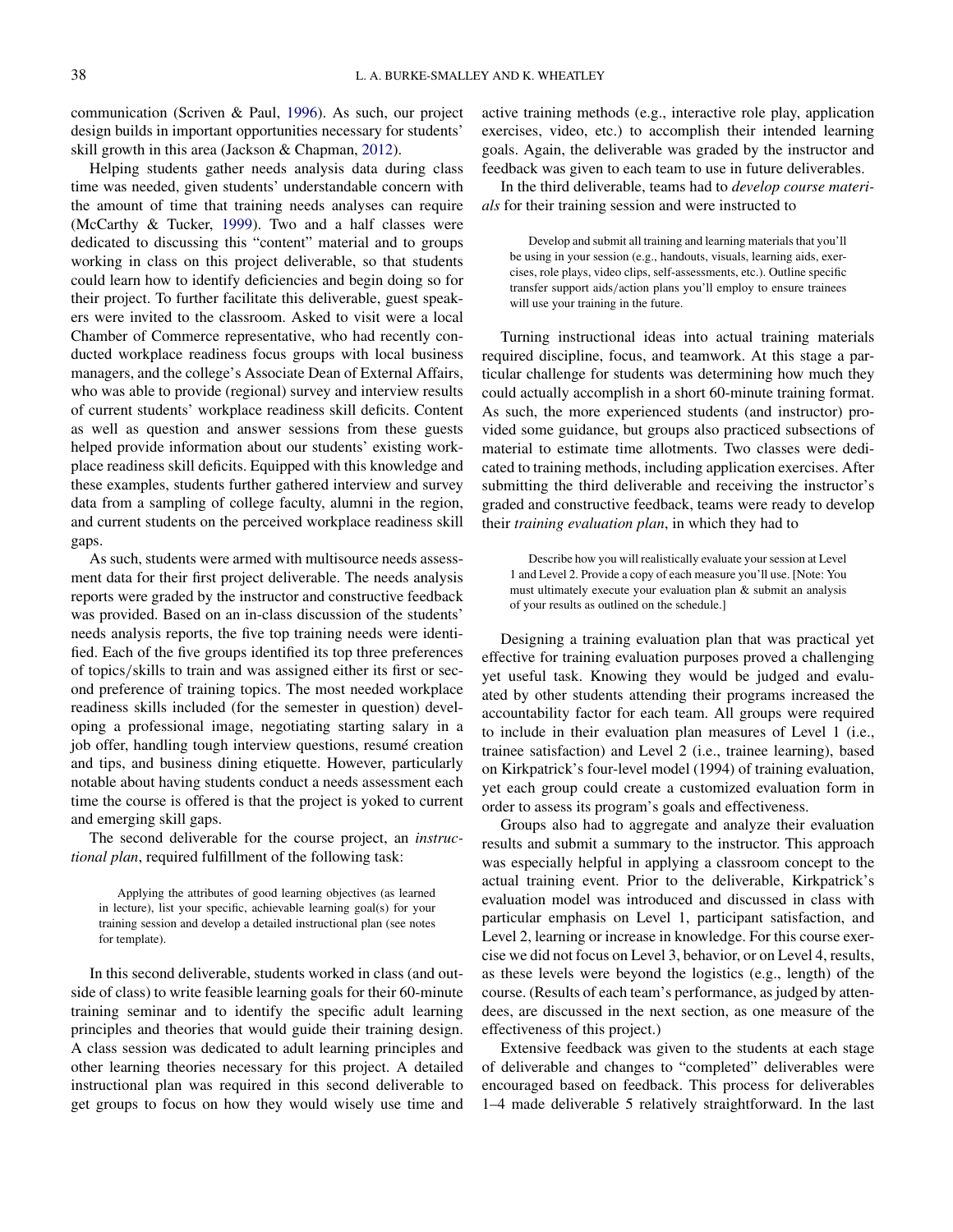communication (Scriven & Paul, 1996). As such, our project design builds in important opportunities necessary for students' skill growth in this area (Jackson & Chapman, 2012).

Helping students gather needs analysis data during class time was needed, given students' understandable concern with the amount of time that training needs analyses can require (McCarthy & Tucker, 1999). Two and a half classes were dedicated to discussing this "content" material and to groups working in class on this project deliverable, so that students could learn how to identify deficiencies and begin doing so for their project. To further facilitate this deliverable, guest speakers were invited to the classroom. Asked to visit were a local Chamber of Commerce representative, who had recently conducted workplace readiness focus groups with local business managers, and the college's Associate Dean of External Affairs, who was able to provide (regional) survey and interview results of current students' workplace readiness skill deficits. Content as well as question and answer sessions from these guests helped provide information about our students' existing workplace readiness skill deficits. Equipped with this knowledge and these examples, students further gathered interview and survey data from a sampling of college faculty, alumni in the region, and current students on the perceived workplace readiness skill gaps.

As such, students were armed with multisource needs assessment data for their first project deliverable. The needs analysis reports were graded by the instructor and constructive feedback was provided. Based on an in-class discussion of the students' needs analysis reports, the five top training needs were identified. Each of the five groups identified its top three preferences of topics/skills to train and was assigned either its first or second preference of training topics. The most needed workplace readiness skills included (for the semester in question) developing a professional image, negotiating starting salary in a job offer, handling tough interview questions, resumé creation and tips, and business dining etiquette. However, particularly notable about having students conduct a needs assessment each time the course is offered is that the project is yoked to current and emerging skill gaps.

The second deliverable for the course project, an *instructional plan*, required fulfillment of the following task:

> Applying the attributes of good learning objectives (as learned in lecture), list your specific, achievable learning goal(s) for your training session and develop a detailed instructional plan (see notes for template).

In this second deliverable, students worked in class (and outside of class) to write feasible learning goals for their 60-minute training seminar and to identify the specific adult learning principles and theories that would guide their training design. A class session was dedicated to adult learning principles and other learning theories necessary for this project. A detailed instructional plan was required in this second deliverable to get groups to focus on how they would wisely use time and active training methods (e.g., interactive role play, application exercises, video, etc.) to accomplish their intended learning goals. Again, the deliverable was graded by the instructor and feedback was given to each team to use in future deliverables.

In the third deliverable, teams had to *develop course materials* for their training session and were instructed to

> Develop and submit all training and learning materials that you'll be using in your session (e.g., handouts, visuals, learning aids, exercises, role plays, video clips, self-assessments, etc.). Outline specific transfer support aids/action plans you'll employ to ensure trainees will use your training in the future.

Turning instructional ideas into actual training materials required discipline, focus, and teamwork. At this stage a particular challenge for students was determining how much they could actually accomplish in a short 60-minute training format. As such, the more experienced students (and instructor) provided some guidance, but groups also practiced subsections of material to estimate time allotments. Two classes were dedicated to training methods, including application exercises. After submitting the third deliverable and receiving the instructor's graded and constructive feedback, teams were ready to develop their *training evaluation plan*, in which they had to

> Describe how you will realistically evaluate your session at Level 1 and Level 2. Provide a copy of each measure you'll use. [Note: You must ultimately execute your evaluation plan & submit an analysis of your results as outlined on the schedule.]

Designing a training evaluation plan that was practical yet effective for training evaluation purposes proved a challenging yet useful task. Knowing they would be judged and evaluated by other students attending their programs increased the accountability factor for each team. All groups were required to include in their evaluation plan measures of Level 1 (i.e., trainee satisfaction) and Level 2 (i.e., trainee learning), based on Kirkpatrick's four-level model (1994) of training evaluation, yet each group could create a customized evaluation form in order to assess its program's goals and effectiveness.

Groups also had to aggregate and analyze their evaluation results and submit a summary to the instructor. This approach was especially helpful in applying a classroom concept to the actual training event. Prior to the deliverable, Kirkpatrick's evaluation model was introduced and discussed in class with particular emphasis on Level 1, participant satisfaction, and Level 2, learning or increase in knowledge. For this course exercise we did not focus on Level 3, behavior, or on Level 4, results, as these levels were beyond the logistics (e.g., length) of the course. (Results of each team's performance, as judged by attendees, are discussed in the next section, as one measure of the effectiveness of this project.)

Extensive feedback was given to the students at each stage of deliverable and changes to "completed" deliverables were encouraged based on feedback. This process for deliverables 1–4 made deliverable 5 relatively straightforward. In the last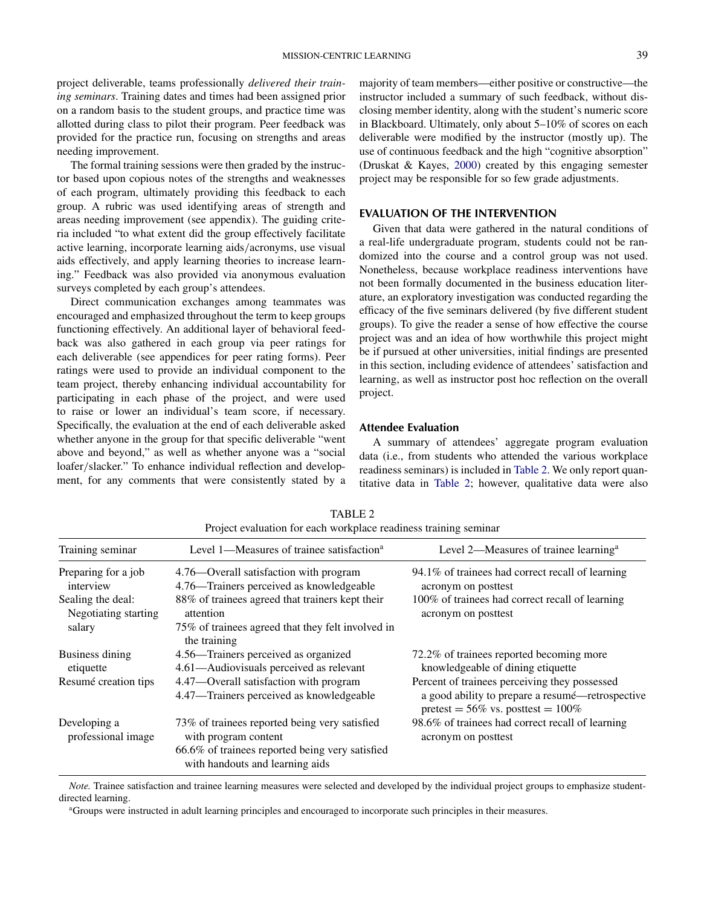project deliverable, teams professionally *delivered their training seminars*. Training dates and times had been assigned prior on a random basis to the student groups, and practice time was allotted during class to pilot their program. Peer feedback was provided for the practice run, focusing on strengths and areas needing improvement.

The formal training sessions were then graded by the instructor based upon copious notes of the strengths and weaknesses of each program, ultimately providing this feedback to each group. A rubric was used identifying areas of strength and areas needing improvement (see appendix). The guiding criteria included "to what extent did the group effectively facilitate active learning, incorporate learning aids/acronyms, use visual aids effectively, and apply learning theories to increase learning." Feedback was also provided via anonymous evaluation surveys completed by each group's attendees.

Direct communication exchanges among teammates was encouraged and emphasized throughout the term to keep groups functioning effectively. An additional layer of behavioral feedback was also gathered in each group via peer ratings for each deliverable (see appendices for peer rating forms). Peer ratings were used to provide an individual component to the team project, thereby enhancing individual accountability for participating in each phase of the project, and were used to raise or lower an individual's team score, if necessary. Specifically, the evaluation at the end of each deliverable asked whether anyone in the group for that specific deliverable "went above and beyond," as well as whether anyone was a "social loafer/slacker." To enhance individual reflection and development, for any comments that were consistently stated by a majority of team members—either positive or constructive—the instructor included a summary of such feedback, without disclosing member identity, along with the student's numeric score in Blackboard. Ultimately, only about 5–10% of scores on each deliverable were modified by the instructor (mostly up). The use of continuous feedback and the high "cognitive absorption" (Druskat & Kayes, 2000) created by this engaging semester project may be responsible for so few grade adjustments.

## EVALUATION OF THE INTERVENTION

Given that data were gathered in the natural conditions of a real-life undergraduate program, students could not be randomized into the course and a control group was not used. Nonetheless, because workplace readiness interventions have not been formally documented in the business education literature, an exploratory investigation was conducted regarding the efficacy of the five seminars delivered (by five different student groups). To give the reader a sense of how effective the course project was and an idea of how worthwhile this project might be if pursued at other universities, initial findings are presented in this section, including evidence of attendees' satisfaction and learning, as well as instructor post hoc reflection on the overall project.

### Attendee Evaluation

A summary of attendees' aggregate program evaluation data (i.e., from students who attended the various workplace readiness seminars) is included in Table 2. We only report quantitative data in Table 2; however, qualitative data were also

TABLE 2
Project evaluation for each workplace readiness training seminar

| Training seminar | Level 1—Measures of trainee satisfaction[a] | Level 2—Measures of trainee learning[a] |
|---|---|---|
| Preparing for a job interview | 4.76—Overall satisfaction with program<br>4.76—Trainers perceived as knowledgeable | 94.1% of trainees had correct recall of learning acronym on posttest |
| Sealing the deal: Negotiating starting salary | 88% of trainees agreed that trainers kept their attention<br>75% of trainees agreed that they felt involved in the training | 100% of trainees had correct recall of learning acronym on posttest |
| Business dining etiquette | 4.56—Trainers perceived as organized<br>4.61—Audiovisuals perceived as relevant | 72.2% of trainees reported becoming more knowledgeable of dining etiquette |
| Resumé creation tips | 4.47—Overall satisfaction with program<br>4.47—Trainers perceived as knowledgeable | Percent of trainees perceiving they possessed a good ability to prepare a resumé—retrospective pretest = 56% vs. posttest = 100% |
| Developing a professional image | 73% of trainees reported being very satisfied with program content<br>66.6% of trainees reported being very satisfied with handouts and learning aids | 98.6% of trainees had correct recall of learning acronym on posttest |

*Note.* Trainee satisfaction and trainee learning measures were selected and developed by the individual project groups to emphasize student-directed learning.

[a]Groups were instructed in adult learning principles and encouraged to incorporate such principles in their measures.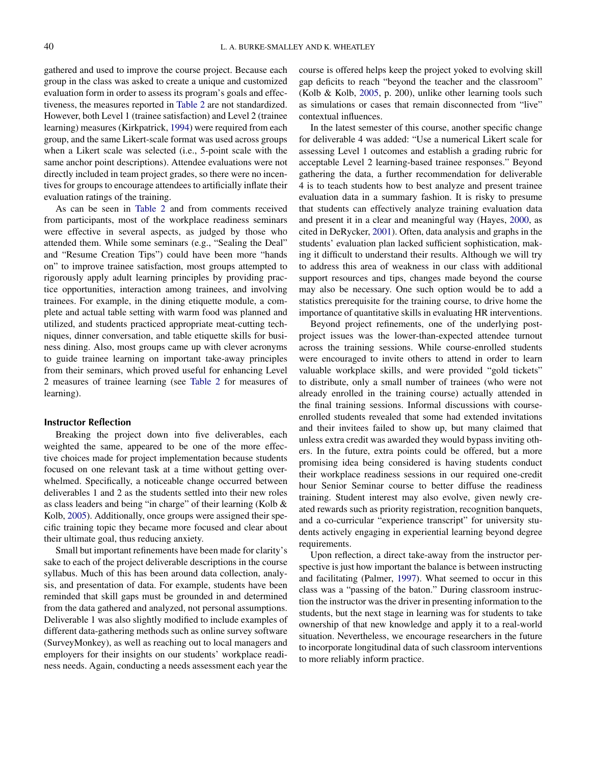gathered and used to improve the course project. Because each group in the class was asked to create a unique and customized evaluation form in order to assess its program's goals and effectiveness, the measures reported in Table 2 are not standardized. However, both Level 1 (trainee satisfaction) and Level 2 (trainee learning) measures (Kirkpatrick, 1994) were required from each group, and the same Likert-scale format was used across groups when a Likert scale was selected (i.e., 5-point scale with the same anchor point descriptions). Attendee evaluations were not directly included in team project grades, so there were no incentives for groups to encourage attendees to artificially inflate their evaluation ratings of the training.

As can be seen in Table 2 and from comments received from participants, most of the workplace readiness seminars were effective in several aspects, as judged by those who attended them. While some seminars (e.g., "Sealing the Deal" and "Resume Creation Tips") could have been more "hands on" to improve trainee satisfaction, most groups attempted to rigorously apply adult learning principles by providing practice opportunities, interaction among trainees, and involving trainees. For example, in the dining etiquette module, a complete and actual table setting with warm food was planned and utilized, and students practiced appropriate meat-cutting techniques, dinner conversation, and table etiquette skills for business dining. Also, most groups came up with clever acronyms to guide trainee learning on important take-away principles from their seminars, which proved useful for enhancing Level 2 measures of trainee learning (see Table 2 for measures of learning).

## Instructor Reflection

Breaking the project down into five deliverables, each weighted the same, appeared to be one of the more effective choices made for project implementation because students focused on one relevant task at a time without getting overwhelmed. Specifically, a noticeable change occurred between deliverables 1 and 2 as the students settled into their new roles as class leaders and being "in charge" of their learning (Kolb & Kolb, 2005). Additionally, once groups were assigned their specific training topic they became more focused and clear about their ultimate goal, thus reducing anxiety.

Small but important refinements have been made for clarity's sake to each of the project deliverable descriptions in the course syllabus. Much of this has been around data collection, analysis, and presentation of data. For example, students have been reminded that skill gaps must be grounded in and determined from the data gathered and analyzed, not personal assumptions. Deliverable 1 was also slightly modified to include examples of different data-gathering methods such as online survey software (SurveyMonkey), as well as reaching out to local managers and employers for their insights on our students' workplace readiness needs. Again, conducting a needs assessment each year the course is offered helps keep the project yoked to evolving skill gap deficits to reach "beyond the teacher and the classroom" (Kolb & Kolb, 2005, p. 200), unlike other learning tools such as simulations or cases that remain disconnected from "live" contextual influences.

In the latest semester of this course, another specific change for deliverable 4 was added: "Use a numerical Likert scale for assessing Level 1 outcomes and establish a grading rubric for acceptable Level 2 learning-based trainee responses." Beyond gathering the data, a further recommendation for deliverable 4 is to teach students how to best analyze and present trainee evaluation data in a summary fashion. It is risky to presume that students can effectively analyze training evaluation data and present it in a clear and meaningful way (Hayes, 2000, as cited in DeRycker, 2001). Often, data analysis and graphs in the students' evaluation plan lacked sufficient sophistication, making it difficult to understand their results. Although we will try to address this area of weakness in our class with additional support resources and tips, changes made beyond the course may also be necessary. One such option would be to add a statistics prerequisite for the training course, to drive home the importance of quantitative skills in evaluating HR interventions.

Beyond project refinements, one of the underlying post-project issues was the lower-than-expected attendee turnout across the training sessions. While course-enrolled students were encouraged to invite others to attend in order to learn valuable workplace skills, and were provided "gold tickets" to distribute, only a small number of trainees (who were not already enrolled in the training course) actually attended in the final training sessions. Informal discussions with course-enrolled students revealed that some had extended invitations and their invitees failed to show up, but many claimed that unless extra credit was awarded they would bypass inviting others. In the future, extra points could be offered, but a more promising idea being considered is having students conduct their workplace readiness sessions in our required one-credit hour Senior Seminar course to better diffuse the readiness training. Student interest may also evolve, given newly created rewards such as priority registration, recognition banquets, and a co-curricular "experience transcript" for university students actively engaging in experiential learning beyond degree requirements.

Upon reflection, a direct take-away from the instructor perspective is just how important the balance is between instructing and facilitating (Palmer, 1997). What seemed to occur in this class was a "passing of the baton." During classroom instruction the instructor was the driver in presenting information to the students, but the next stage in learning was for students to take ownership of that new knowledge and apply it to a real-world situation. Nevertheless, we encourage researchers in the future to incorporate longitudinal data of such classroom interventions to more reliably inform practice.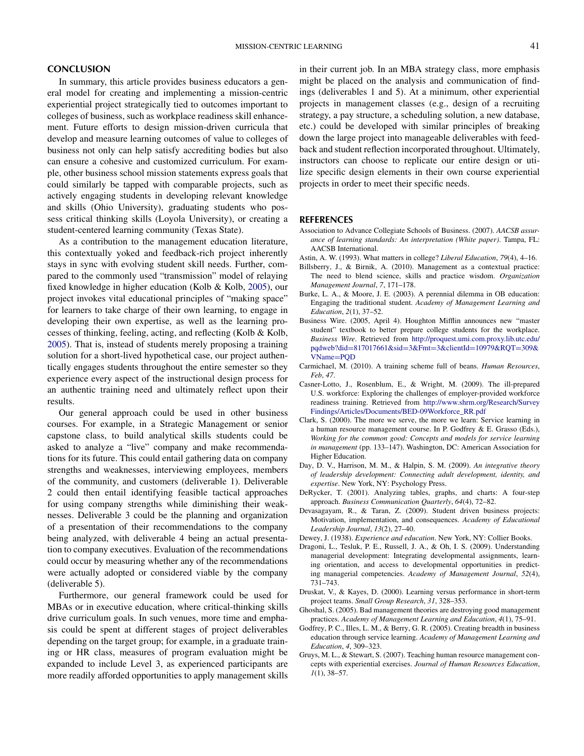## CONCLUSION

In summary, this article provides business educators a general model for creating and implementing a mission-centric experiential project strategically tied to outcomes important to colleges of business, such as workplace readiness skill enhancement. Future efforts to design mission-driven curricula that develop and measure learning outcomes of value to colleges of business not only can help satisfy accrediting bodies but also can ensure a cohesive and customized curriculum. For example, other business school mission statements express goals that could similarly be tapped with comparable projects, such as actively engaging students in developing relevant knowledge and skills (Ohio University), graduating students who possess critical thinking skills (Loyola University), or creating a student-centered learning community (Texas State).

As a contribution to the management education literature, this contextually yoked and feedback-rich project inherently stays in sync with evolving student skill needs. Further, compared to the commonly used "transmission" model of relaying fixed knowledge in higher education (Kolb & Kolb, 2005), our project invokes vital educational principles of "making space" for learners to take charge of their own learning, to engage in developing their own expertise, as well as the learning processes of thinking, feeling, acting, and reflecting (Kolb & Kolb, 2005). That is, instead of students merely proposing a training solution for a short-lived hypothetical case, our project authentically engages students throughout the entire semester so they experience every aspect of the instructional design process for an authentic training need and ultimately reflect upon their results.

Our general approach could be used in other business courses. For example, in a Strategic Management or senior capstone class, to build analytical skills students could be asked to analyze a "live" company and make recommendations for its future. This could entail gathering data on company strengths and weaknesses, interviewing employees, members of the community, and customers (deliverable 1). Deliverable 2 could then entail identifying feasible tactical approaches for using company strengths while diminishing their weaknesses. Deliverable 3 could be the planning and organization of a presentation of their recommendations to the company being analyzed, with deliverable 4 being an actual presentation to company executives. Evaluation of the recommendations could occur by measuring whether any of the recommendations were actually adopted or considered viable by the company (deliverable 5).

Furthermore, our general framework could be used for MBAs or in executive education, where critical-thinking skills drive curriculum goals. In such venues, more time and emphasis could be spent at different stages of project deliverables depending on the target group; for example, in a graduate training or HR class, measures of program evaluation might be expanded to include Level 3, as experienced participants are more readily afforded opportunities to apply management skills in their current job. In an MBA strategy class, more emphasis might be placed on the analysis and communication of findings (deliverables 1 and 5). At a minimum, other experiential projects in management classes (e.g., design of a recruiting strategy, a pay structure, a scheduling solution, a new database, etc.) could be developed with similar principles of breaking down the large project into manageable deliverables with feedback and student reflection incorporated throughout. Ultimately, instructors can choose to replicate our entire design or utilize specific design elements in their own course experiential projects in order to meet their specific needs.

## REFERENCES

Association to Advance Collegiate Schools of Business. (2007). *AACSB assurance of learning standards: An interpretation (White paper)*. Tampa, FL: AACSB International.

Astin, A. W. (1993). What matters in college? *Liberal Education*, *79*(4), 4–16.

Billsberry, J., & Birnik, A. (2010). Management as a contextual practice: The need to blend science, skills and practice wisdom. *Organization Management Journal*, *7*, 171–178.

Burke, L. A., & Moore, J. E. (2003). A perennial dilemma in OB education: Engaging the traditional student. *Academy of Management Learning and Education*, *2*(1), 37–52.

Business Wire. (2005, April 4). Houghton Mifflin announces new "master student" textbook to better prepare college students for the workplace. *Business Wire*. Retrieved from http://proquest.umi.com.proxy.lib.utc.edu/pqdweb?did=817017661&sid=3&Fmt=3&clientId=10979&RQT=309&VName=PQD

Carmichael, M. (2010). A training scheme full of beans. *Human Resources*, *Feb*, *47*.

Casner-Lotto, J., Rosenblum, E., & Wright, M. (2009). The ill-prepared U.S. workforce: Exploring the challenges of employer-provided workforce readiness training. Retrieved from http://www.shrm.org/Research/SurveyFindings/Articles/Documents/BED-09Workforce_RR.pdf

Clark, S. (2000). The more we serve, the more we learn: Service learning in a human resource management course. In P. Godfrey & E. Grasso (Eds.), *Working for the common good: Concepts and models for service learning in management* (pp. 133–147). Washington, DC: American Association for Higher Education.

Day, D. V., Harrison, M. M., & Halpin, S. M. (2009). *An integrative theory of leadership development: Connecting adult development, identity, and expertise*. New York, NY: Psychology Press.

DeRycker, T. (2001). Analyzing tables, graphs, and charts: A four-step approach. *Business Communication Quarterly*, *64*(4), 72–82.

Devasagayam, R., & Taran, Z. (2009). Student driven business projects: Motivation, implementation, and consequences. *Academy of Educational Leadership Journal*, *13*(2), 27–40.

Dewey, J. (1938). *Experience and education*. New York, NY: Collier Books.

Dragoni, L., Tesluk, P. E., Russell, J. A., & Oh, I. S. (2009). Understanding managerial development: Integrating developmental assignments, learning orientation, and access to developmental opportunities in predicting managerial competencies. *Academy of Management Journal*, *52*(4), 731–743.

Druskat, V., & Kayes, D. (2000). Learning versus performance in short-term project teams. *Small Group Research*, *31*, 328–353.

Ghoshal, S. (2005). Bad management theories are destroying good management practices. *Academy of Management Learning and Education*, *4*(1), 75–91.

Godfrey, P. C., Illes, L. M., & Berry, G. R. (2005). Creating breadth in business education through service learning. *Academy of Management Learning and Education*, *4*, 309–323.

Gruys, M. L., & Stewart, S. (2007). Teaching human resource management concepts with experiential exercises. *Journal of Human Resources Education*, *1*(1), 38–57.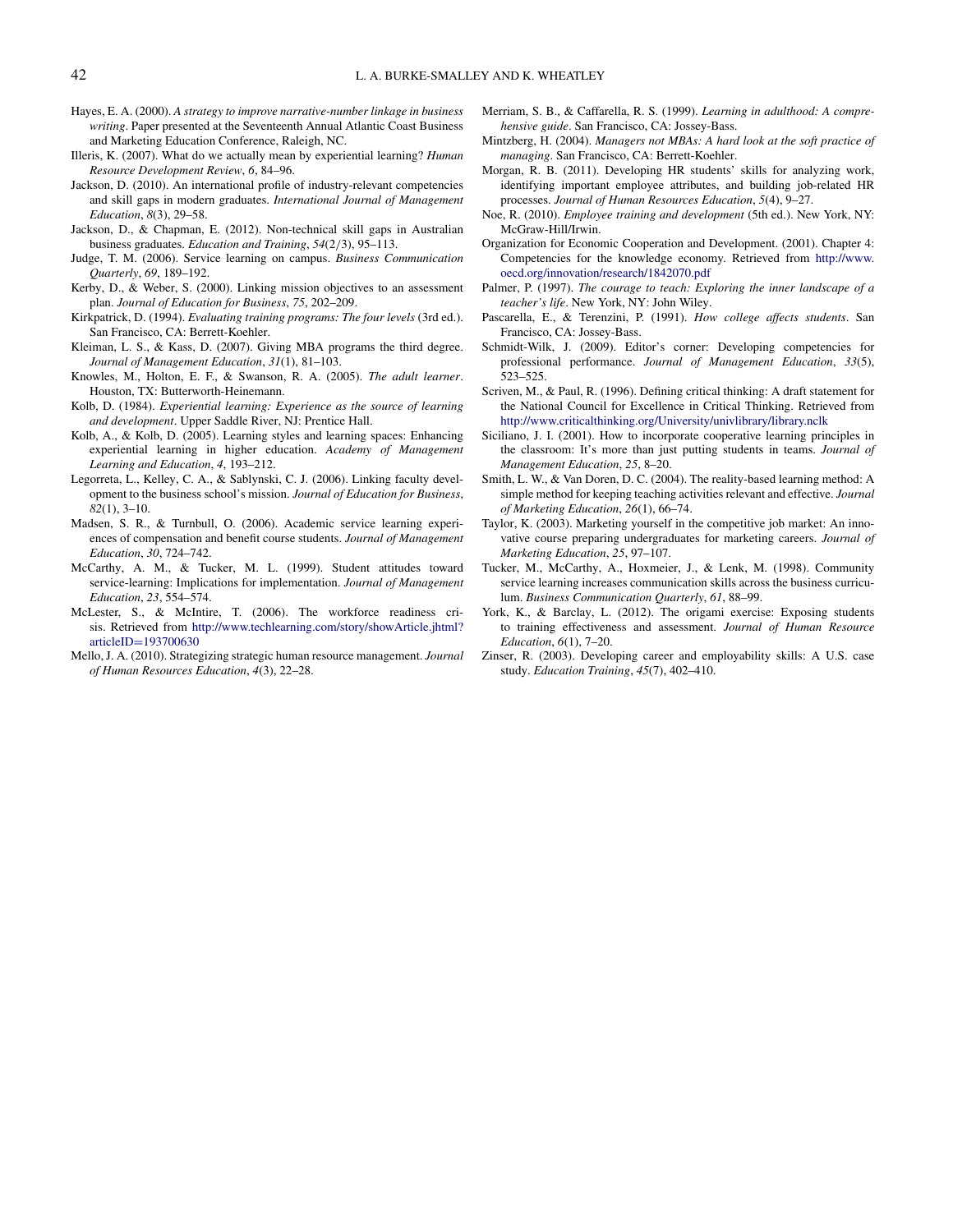Hayes, E. A. (2000). *A strategy to improve narrative-number linkage in business writing*. Paper presented at the Seventeenth Annual Atlantic Coast Business and Marketing Education Conference, Raleigh, NC.

Illeris, K. (2007). What do we actually mean by experiential learning? *Human Resource Development Review*, *6*, 84–96.

Jackson, D. (2010). An international profile of industry-relevant competencies and skill gaps in modern graduates. *International Journal of Management Education*, *8*(3), 29–58.

Jackson, D., & Chapman, E. (2012). Non-technical skill gaps in Australian business graduates. *Education and Training*, *54*(2/3), 95–113.

Judge, T. M. (2006). Service learning on campus. *Business Communication Quarterly*, *69*, 189–192.

Kerby, D., & Weber, S. (2000). Linking mission objectives to an assessment plan. *Journal of Education for Business*, *75*, 202–209.

Kirkpatrick, D. (1994). *Evaluating training programs: The four levels* (3rd ed.). San Francisco, CA: Berrett-Koehler.

Kleiman, L. S., & Kass, D. (2007). Giving MBA programs the third degree. *Journal of Management Education*, *31*(1), 81–103.

Knowles, M., Holton, E. F., & Swanson, R. A. (2005). *The adult learner*. Houston, TX: Butterworth-Heinemann.

Kolb, D. (1984). *Experiential learning: Experience as the source of learning and development*. Upper Saddle River, NJ: Prentice Hall.

Kolb, A., & Kolb, D. (2005). Learning styles and learning spaces: Enhancing experiential learning in higher education. *Academy of Management Learning and Education*, *4*, 193–212.

Legorreta, L., Kelley, C. A., & Sablynski, C. J. (2006). Linking faculty development to the business school's mission. *Journal of Education for Business*, *82*(1), 3–10.

Madsen, S. R., & Turnbull, O. (2006). Academic service learning experiences of compensation and benefit course students. *Journal of Management Education*, *30*, 724–742.

McCarthy, A. M., & Tucker, M. L. (1999). Student attitudes toward service-learning: Implications for implementation. *Journal of Management Education*, *23*, 554–574.

McLester, S., & McIntire, T. (2006). The workforce readiness crisis. Retrieved from http://www.techlearning.com/story/showArticle.jhtml?articleID=193700630

Mello, J. A. (2010). Strategizing strategic human resource management. *Journal of Human Resources Education*, *4*(3), 22–28.

Merriam, S. B., & Caffarella, R. S. (1999). *Learning in adulthood: A comprehensive guide*. San Francisco, CA: Jossey-Bass.

Mintzberg, H. (2004). *Managers not MBAs: A hard look at the soft practice of managing*. San Francisco, CA: Berrett-Koehler.

Morgan, R. B. (2011). Developing HR students' skills for analyzing work, identifying important employee attributes, and building job-related HR processes. *Journal of Human Resources Education*, *5*(4), 9–27.

Noe, R. (2010). *Employee training and development* (5th ed.). New York, NY: McGraw-Hill/Irwin.

Organization for Economic Cooperation and Development. (2001). Chapter 4: Competencies for the knowledge economy. Retrieved from http://www.oecd.org/innovation/research/1842070.pdf

Palmer, P. (1997). *The courage to teach: Exploring the inner landscape of a teacher's life*. New York, NY: John Wiley.

Pascarella, E., & Terenzini, P. (1991). *How college affects students*. San Francisco, CA: Jossey-Bass.

Schmidt-Wilk, J. (2009). Editor's corner: Developing competencies for professional performance. *Journal of Management Education*, *33*(5), 523–525.

Scriven, M., & Paul, R. (1996). Defining critical thinking: A draft statement for the National Council for Excellence in Critical Thinking. Retrieved from http://www.criticalthinking.org/University/univlibrary/library.nclk

Siciliano, J. I. (2001). How to incorporate cooperative learning principles in the classroom: It's more than just putting students in teams. *Journal of Management Education*, *25*, 8–20.

Smith, L. W., & Van Doren, D. C. (2004). The reality-based learning method: A simple method for keeping teaching activities relevant and effective. *Journal of Marketing Education*, *26*(1), 66–74.

Taylor, K. (2003). Marketing yourself in the competitive job market: An innovative course preparing undergraduates for marketing careers. *Journal of Marketing Education*, *25*, 97–107.

Tucker, M., McCarthy, A., Hoxmeier, J., & Lenk, M. (1998). Community service learning increases communication skills across the business curriculum. *Business Communication Quarterly*, *61*, 88–99.

York, K., & Barclay, L. (2012). The origami exercise: Exposing students to training effectiveness and assessment. *Journal of Human Resource Education*, *6*(1), 7–20.

Zinser, R. (2003). Developing career and employability skills: A U.S. case study. *Education Training*, *45*(7), 402–410.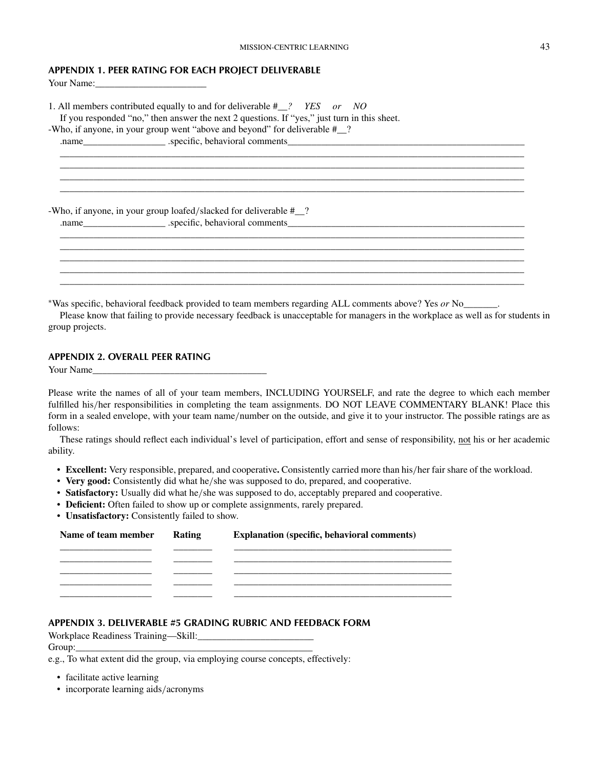## APPENDIX 1. PEER RATING FOR EACH PROJECT DELIVERABLE

Your Name:_______________________

1. All members contributed equally to and for deliverable #__? *YES or NO*

   If you responded "no," then answer the next 2 questions. If "yes," just turn in this sheet.

-Who, if anyone, in your group went "above and beyond" for deliverable #__?

   .name_________________ .specific, behavioral comments___________________________________________________

_____________________________________________________________________________________________

_____________________________________________________________________________________________

_____________________________________________________________________________________________

_____________________________________________________________________________________________

-Who, if anyone, in your group loafed/slacked for deliverable #__?

   .name_________________ .specific, behavioral comments___________________________________________________

_____________________________________________________________________________________________

_____________________________________________________________________________________________

_____________________________________________________________________________________________

_____________________________________________________________________________________________

_____________________________________________________________________________________________

*Was specific, behavioral feedback provided to team members regarding ALL comments above? Yes *or* No_______.

Please know that failing to provide necessary feedback is unacceptable for managers in the workplace as well as for students in group projects.

## APPENDIX 2. OVERALL PEER RATING

Your Name____________________________________

Please write the names of all of your team members, INCLUDING YOURSELF, and rate the degree to which each member fulfilled his/her responsibilities in completing the team assignments. DO NOT LEAVE COMMENTARY BLANK! Place this form in a sealed envelope, with your team name/number on the outside, and give it to your instructor. The possible ratings are as follows:

These ratings should reflect each individual's level of participation, effort and sense of responsibility, <u>not</u> his or her academic ability.

- **Excellent:** Very responsible, prepared, and cooperative**.** Consistently carried more than his/her fair share of the workload.
- **Very good:** Consistently did what he/she was supposed to do, prepared, and cooperative.
- **Satisfactory:** Usually did what he/she was supposed to do, acceptably prepared and cooperative.
- **Deficient:** Often failed to show up or complete assignments, rarely prepared.
- **Unsatisfactory:** Consistently failed to show.

| Name of team member | Rating | Explanation (specific, behavioral comments) |
|---|---|---|
| | | |
| | | |
| | | |
| | | |
| | | |

## APPENDIX 3. DELIVERABLE #5 GRADING RUBRIC AND FEEDBACK FORM

Workplace Readiness Training—Skill:________________________

Group:_________________________________________________

e.g., To what extent did the group, via employing course concepts, effectively:

- facilitate active learning
- incorporate learning aids/acronyms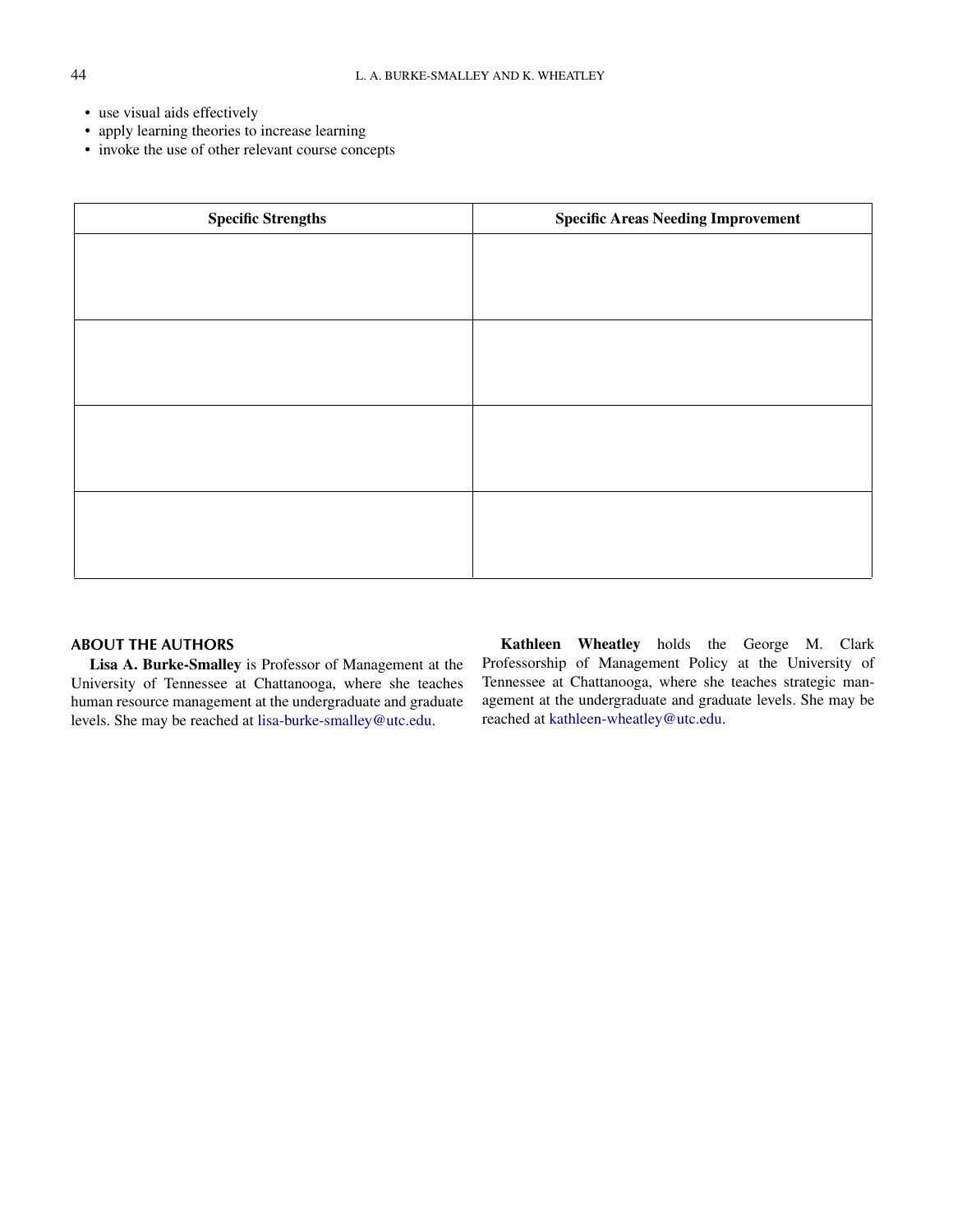- use visual aids effectively
- apply learning theories to increase learning
- invoke the use of other relevant course concepts

| Specific Strengths | Specific Areas Needing Improvement |
|---|---|
| | |
| | |
| | |
| | |

## ABOUT THE AUTHORS

**Lisa A. Burke-Smalley** is Professor of Management at the University of Tennessee at Chattanooga, where she teaches human resource management at the undergraduate and graduate levels. She may be reached at lisa-burke-smalley@utc.edu.

**Kathleen Wheatley** holds the George M. Clark Professorship of Management Policy at the University of Tennessee at Chattanooga, where she teaches strategic management at the undergraduate and graduate levels. She may be reached at kathleen-wheatley@utc.edu.